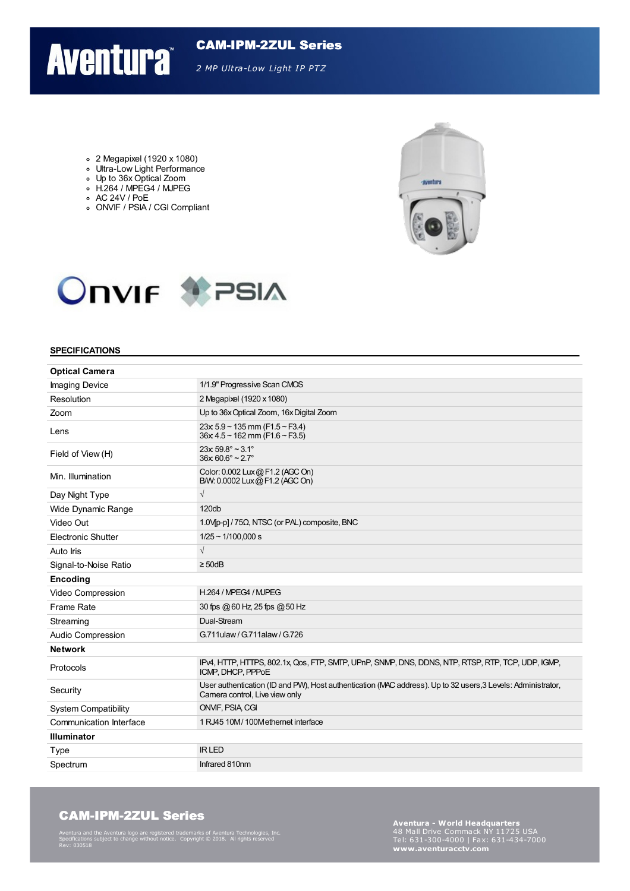# Aventura

## CAM-IPM-2ZUL Series

*2 MP Ultra-Low Light IP PTZ*

- 2 Megapixel (1920 x 1080)
- Ultra-Low Light Performance
- Up to 36x Optical Zoom
- H.264 / MPEG4 / MJPEG
- AC 24V / PoE
- ONVIF / PSIA / CGI Compliant

## SPECIFICATIONS

| | |
|---|---|
| **Optical Camera** | |
| Imaging Device | 1/1.9" Progressive Scan CMOS |
| Resolution | 2 Megapixel (1920 x 1080) |
| Zoom | Up to 36x Optical Zoom, 16x Digital Zoom |
| Lens | 23x: 5.9 ~ 135 mm (F1.5 ~ F3.4)<br>36x: 4.5 ~ 162 mm (F1.6 ~ F3.5) |
| Field of View (H) | 23x: 59.8° ~ 3.1°<br>36x: 60.6° ~ 2.7° |
| Min. Illumination | Color: 0.002 Lux @ F1.2 (AGC On)<br>B/W: 0.0002 Lux @ F1.2 (AGC On) |
| Day Night Type | √ |
| Wide Dynamic Range | 120db |
| Video Out | 1.0V[p-p] / 75Ω, NTSC (or PAL) composite, BNC |
| Electronic Shutter | 1/25 ~ 1/100,000 s |
| Auto Iris | √ |
| Signal-to-Noise Ratio | ≥ 50dB |
| **Encoding** | |
| Video Compression | H.264 / MPEG4 / MJPEG |
| Frame Rate | 30 fps @ 60 Hz, 25 fps @ 50 Hz |
| Streaming | Dual-Stream |
| Audio Compression | G.711ulaw / G.711alaw / G.726 |
| **Network** | |
| Protocols | IPv4, HTTP, HTTPS, 802.1x, Qos, FTP, SMTP, UPnP, SNMP, DNS, DDNS, NTP, RTSP, RTP, TCP, UDP, IGMP, ICMP, DHCP, PPPoE |
| Security | User authentication (ID and PW), Host authentication (MAC address). Up to 32 users,3 Levels: Administrator, Camera control, Live view only |
| System Compatibility | ONVIF, PSIA, CGI |
| Communication Interface | 1 RJ45 10M / 100M ethernet interface |
| **Illuminator** | |
| Type | IR LED |
| Spectrum | Infrared 810nm |

**CAM-IPM-2ZUL Series**

Aventura and the Aventura logo are registered trademarks of Aventura Technologies, Inc. Specifications subject to change without notice. Copyright © 2018. All rights reserved
Rev: 030518

**Aventura - World Headquarters**
48 Mall Drive Commack NY 11725 USA
Tel: 631-300-4000 | Fax: 631-434-7000
**www.aventuracctv.com**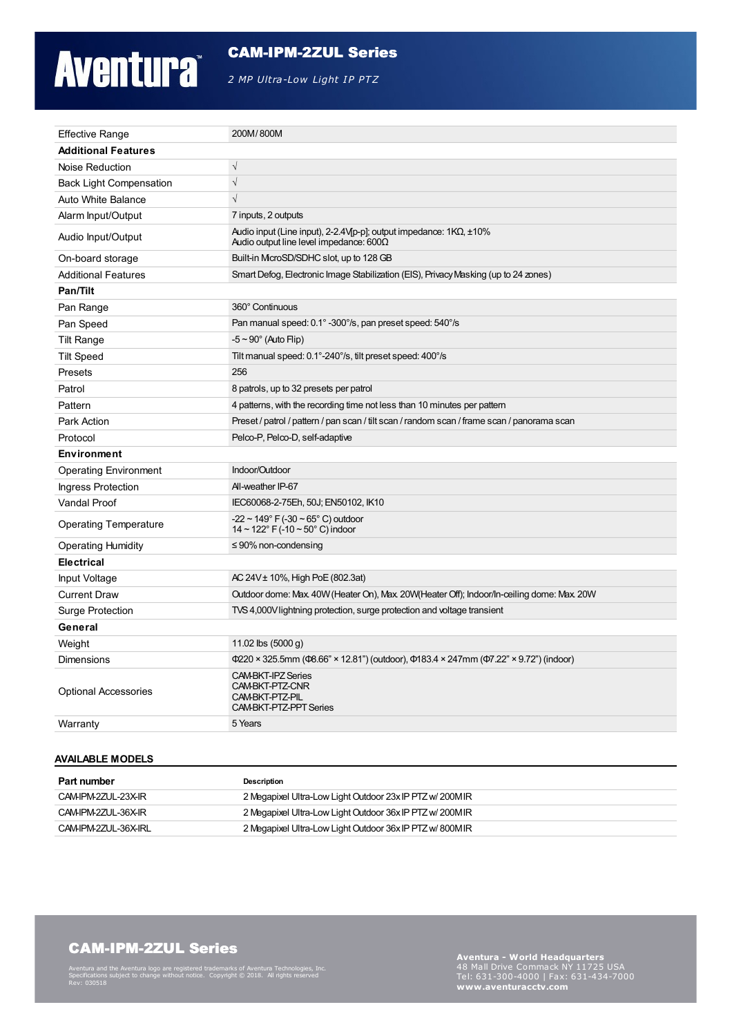# CAM-IPM-2ZUL Series

*2 MP Ultra-Low Light IP PTZ*

| | |
|---|---|
| Effective Range | 200M/ 800M |
| **Additional Features** | |
| Noise Reduction | √ |
| Back Light Compensation | √ |
| Auto White Balance | √ |
| Alarm Input/Output | 7 inputs, 2 outputs |
| Audio Input/Output | Audio input (Line input), 2-2.4V[p-p]; output impedance: 1KΩ, ±10%<br>Audio output line level impedance: 600Ω |
| On-board storage | Built-in MicroSD/SDHC slot, up to 128 GB |
| Additional Features | Smart Defog, Electronic Image Stabilization (EIS), Privacy Masking (up to 24 zones) |
| **Pan/Tilt** | |
| Pan Range | 360° Continuous |
| Pan Speed | Pan manual speed: 0.1° -300°/s, pan preset speed: 540°/s |
| Tilt Range | -5 ~ 90° (Auto Flip) |
| Tilt Speed | Tilt manual speed: 0.1°-240°/s, tilt preset speed: 400°/s |
| Presets | 256 |
| Patrol | 8 patrols, up to 32 presets per patrol |
| Pattern | 4 patterns, with the recording time not less than 10 minutes per pattern |
| Park Action | Preset / patrol / pattern / pan scan / tilt scan / random scan / frame scan / panorama scan |
| Protocol | Pelco-P, Pelco-D, self-adaptive |
| **Environment** | |
| Operating Environment | Indoor/Outdoor |
| Ingress Protection | All-weather IP-67 |
| Vandal Proof | IEC60068-2-75Eh, 50J; EN50102, IK10 |
| Operating Temperature | -22 ~ 149° F (-30 ~ 65° C) outdoor<br>14 ~ 122° F (-10 ~ 50° C) indoor |
| Operating Humidity | ≤ 90% non-condensing |
| **Electrical** | |
| Input Voltage | AC 24V± 10%, High PoE (802.3at) |
| Current Draw | Outdoor dome: Max. 40W (Heater On), Max. 20W(Heater Off); Indoor/In-ceiling dome: Max. 20W |
| Surge Protection | TVS 4,000V lightning protection, surge protection and voltage transient |
| **General** | |
| Weight | 11.02 lbs (5000 g) |
| Dimensions | Φ220 × 325.5mm (Φ8.66" × 12.81") (outdoor), Φ183.4 × 247mm (Φ7.22" × 9.72") (indoor) |
| Optional Accessories | CAM-BKT-IPZ Series<br>CAM-BKT-PTZ-CNR<br>CAM-BKT-PTZ-PIL<br>CAM-BKT-PTZ-PPT Series |
| Warranty | 5 Years |

## AVAILABLE MODELS

| Part number | Description |
|---|---|
| CAM-IPM-2ZUL-23X-IR | 2 Megapixel Ultra-Low Light Outdoor 23x IP PTZ w/ 200M IR |
| CAM-IPM-2ZUL-36X-IR | 2 Megapixel Ultra-Low Light Outdoor 36x IP PTZ w/ 200M IR |
| CAM-IPM-2ZUL-36X-IRL | 2 Megapixel Ultra-Low Light Outdoor 36x IP PTZ w/ 800M IR |

**CAM-IPM-2ZUL Series**

Aventura and the Aventura logo are registered trademarks of Aventura Technologies, Inc.
Specifications subject to change without notice. Copyright © 2018. All rights reserved
Rev: 030518

**Aventura - World Headquarters**
48 Mall Drive Commack NY 11725 USA
Tel: 631-300-4000 | Fax: 631-434-7000
**www.aventuracctv.com**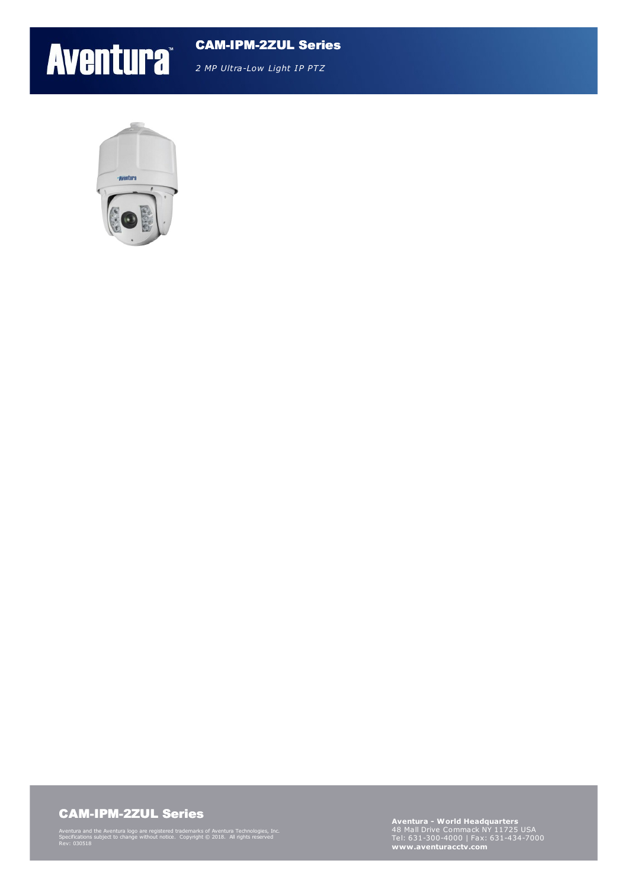# CAM-IPM-2ZUL Series

*2 MP Ultra-Low Light IP PTZ*

## CAM-IPM-2ZUL Series

Aventura and the Aventura logo are registered trademarks of Aventura Technologies, Inc.
Specifications subject to change without notice. Copyright © 2018. All rights reserved
Rev: 030518

**Aventura - World Headquarters**
48 Mall Drive Commack NY 11725 USA
Tel: 631-300-4000 | Fax: 631-434-7000
**www.aventuracctv.com**